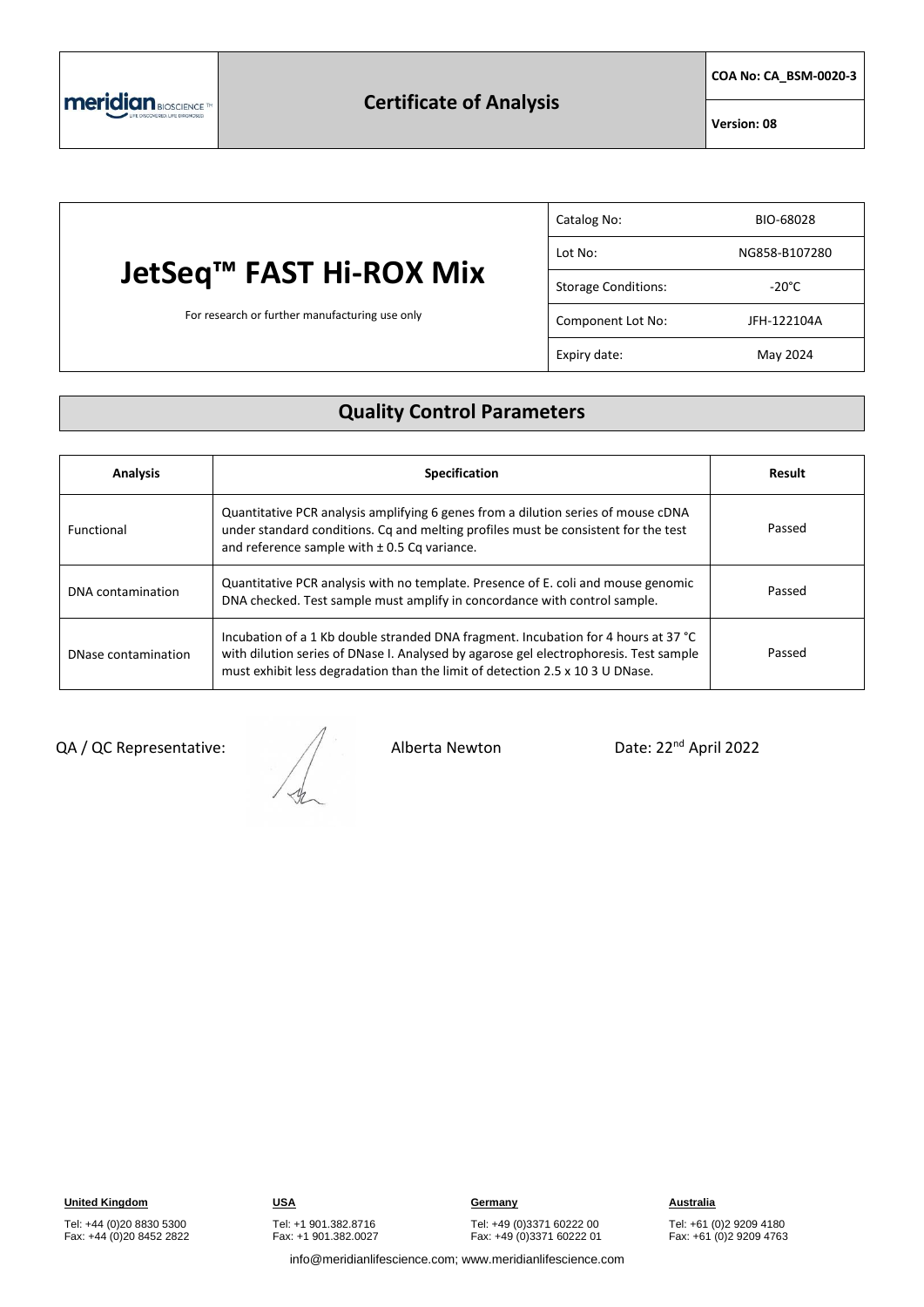| | |
|---|---|
| **COA No: CA_BSM-0020-3** | **Version: 08** |

## Certificate of Analysis

# JetSeq™ FAST Hi-ROX Mix

For research or further manufacturing use only

| | |
|---|---|
| Catalog No: | BIO-68028 |
| Lot No: | NG858-B107280 |
| Storage Conditions: | -20°C |
| Component Lot No: | JFH-122104A |
| Expiry date: | May 2024 |

## Quality Control Parameters

| Analysis | Specification | Result |
|---|---|---|
| Functional | Quantitative PCR analysis amplifying 6 genes from a dilution series of mouse cDNA under standard conditions. Cq and melting profiles must be consistent for the test and reference sample with ± 0.5 Cq variance. | Passed |
| DNA contamination | Quantitative PCR analysis with no template. Presence of E. coli and mouse genomic DNA checked. Test sample must amplify in concordance with control sample. | Passed |
| DNase contamination | Incubation of a 1 Kb double stranded DNA fragment. Incubation for 4 hours at 37 °C with dilution series of DNase I. Analysed by agarose gel electrophoresis. Test sample must exhibit less degradation than the limit of detection 2.5 x 10 3 U DNase. | Passed |

QA / QC Representative: Alberta Newton Date: 22nd April 2022

**United Kingdom**
Tel: +44 (0)20 8830 5300
Fax: +44 (0)20 8452 2822

**USA**
Tel: +1 901.382.8716
Fax: +1 901.382.0027

**Germany**
Tel: +49 (0)3371 60222 00
Fax: +49 (0)3371 60222 01

**Australia**
Tel: +61 (0)2 9209 4180
Fax: +61 (0)2 9209 4763

info@meridianlifescience.com; www.meridianlifescience.com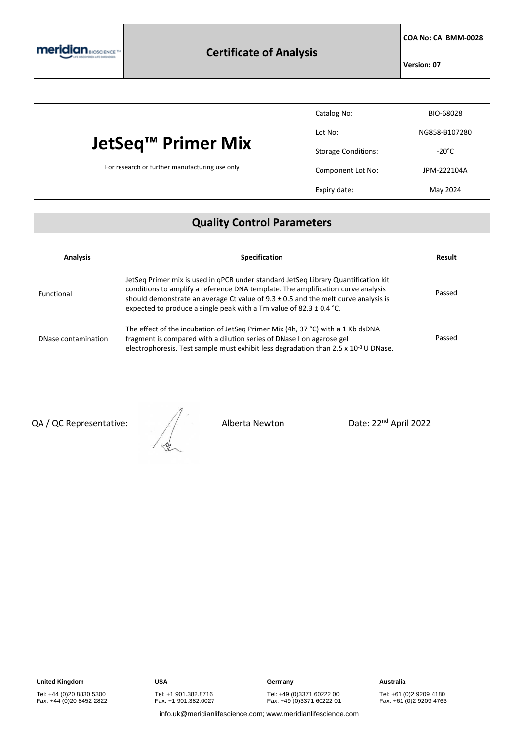meridian BIOSCIENCE™

## Certificate of Analysis

**COA No: CA_BMM-0028**

**Version: 07**

# JetSeq™ Primer Mix

For research or further manufacturing use only

| | |
|---|---|
| Catalog No: | BIO-68028 |
| Lot No: | NG858-B107280 |
| Storage Conditions: | -20°C |
| Component Lot No: | JPM-222104A |
| Expiry date: | May 2024 |

## Quality Control Parameters

| Analysis | Specification | Result |
|---|---|---|
| Functional | JetSeq Primer mix is used in qPCR under standard JetSeq Library Quantification kit conditions to amplify a reference DNA template. The amplification curve analysis should demonstrate an average Ct value of $9.3 \pm 0.5$ and the melt curve analysis is expected to produce a single peak with a Tm value of $82.3 \pm 0.4$ °C. | Passed |
| DNase contamination | The effect of the incubation of JetSeq Primer Mix (4h, 37 °C) with a 1 Kb dsDNA fragment is compared with a dilution series of DNase I on agarose gel electrophoresis. Test sample must exhibit less degradation than $2.5 \times 10^{-3}$ U DNase. | Passed |

QA / QC Representative: Alberta Newton Date: 22nd April 2022

**United Kingdom**
Tel: +44 (0)20 8830 5300
Fax: +44 (0)20 8452 2822

**USA**
Tel: +1 901.382.8716
Fax: +1 901.382.0027

**Germany**
Tel: +49 (0)3371 60222 00
Fax: +49 (0)3371 60222 01

**Australia**
Tel: +61 (0)2 9209 4180
Fax: +61 (0)2 9209 4763

info.uk@meridianlifescience.com; www.meridianlifescience.com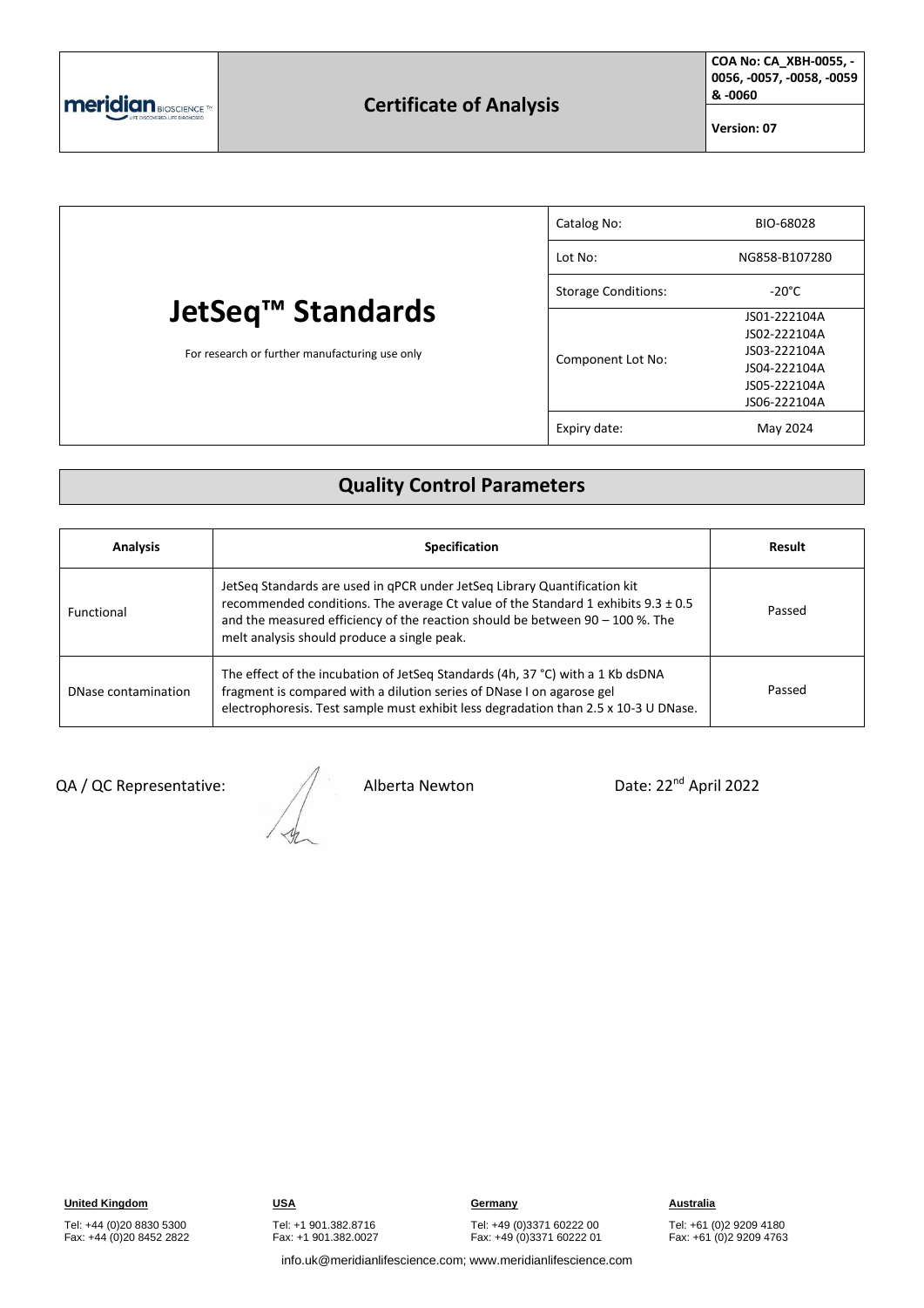| meridian BIOSCIENCE | Certificate of Analysis | COA No: CA_XBH-0055, -0056, -0057, -0058, -0059 & -0060 |
| --- | --- | --- |
| | | Version: 07 |

# JetSeq™ Standards

For research or further manufacturing use only

| Catalog No: | BIO-68028 |
| --- | --- |
| Lot No: | NG858-B107280 |
| Storage Conditions: | -20°C |
| Component Lot No: | JS01-222104A<br>JS02-222104A<br>JS03-222104A<br>JS04-222104A<br>JS05-222104A<br>JS06-222104A |
| Expiry date: | May 2024 |

## Quality Control Parameters

| Analysis | Specification | Result |
| --- | --- | --- |
| Functional | JetSeq Standards are used in qPCR under JetSeq Library Quantification kit recommended conditions. The average Ct value of the Standard 1 exhibits 9.3 ± 0.5 and the measured efficiency of the reaction should be between 90 – 100 %. The melt analysis should produce a single peak. | Passed |
| DNase contamination | The effect of the incubation of JetSeq Standards (4h, 37 °C) with a 1 Kb dsDNA fragment is compared with a dilution series of DNase I on agarose gel electrophoresis. Test sample must exhibit less degradation than 2.5 x 10-3 U DNase. | Passed |

QA / QC Representative: Alberta Newton Date: 22nd April 2022

**United Kingdom**
Tel: +44 (0)20 8830 5300
Fax: +44 (0)20 8452 2822

**USA**
Tel: +1 901.382.8716
Fax: +1 901.382.0027

**Germany**
Tel: +49 (0)3371 60222 00
Fax: +49 (0)3371 60222 01

**Australia**
Tel: +61 (0)2 9209 4180
Fax: +61 (0)2 9209 4763

info.uk@meridianlifescience.com; www.meridianlifescience.com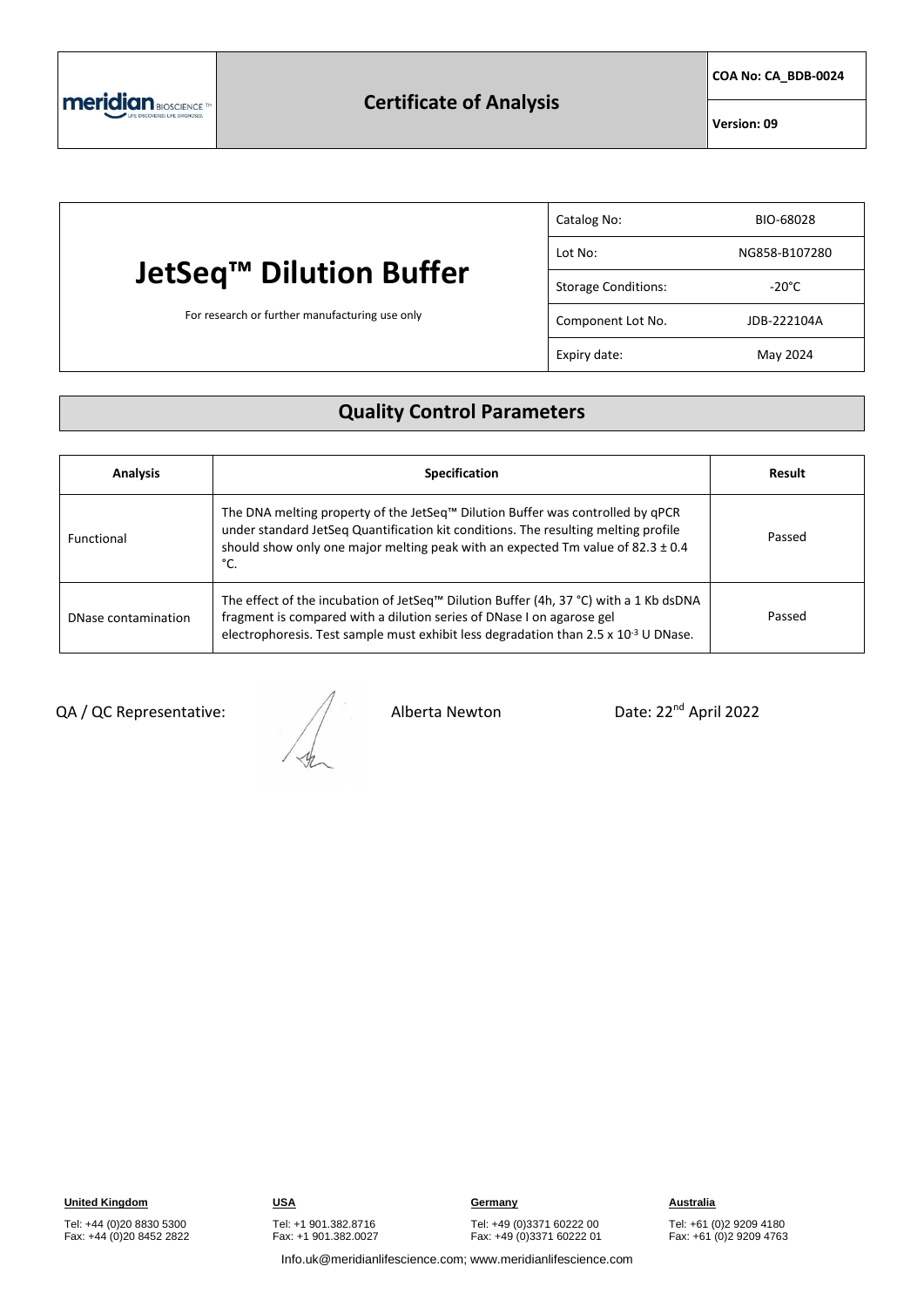meridian BIOSCIENCE™

# Certificate of Analysis

**COA No: CA_BDB-0024**

**Version: 09**

# JetSeq™ Dilution Buffer

For research or further manufacturing use only

| | |
|---|---|
| Catalog No: | BIO-68028 |
| Lot No: | NG858-B107280 |
| Storage Conditions: | -20°C |
| Component Lot No. | JDB-222104A |
| Expiry date: | May 2024 |

## Quality Control Parameters

| Analysis | Specification | Result |
|---|---|---|
| Functional | The DNA melting property of the JetSeq™ Dilution Buffer was controlled by qPCR under standard JetSeq Quantification kit conditions. The resulting melting profile should show only one major melting peak with an expected Tm value of 82.3 ± 0.4 °C. | Passed |
| DNase contamination | The effect of the incubation of JetSeq™ Dilution Buffer (4h, 37 °C) with a 1 Kb dsDNA fragment is compared with a dilution series of DNase I on agarose gel electrophoresis. Test sample must exhibit less degradation than $2.5 \times 10^{-3}$ U DNase. | Passed |

QA / QC Representative: Alberta Newton    Date: 22nd April 2022

**United Kingdom**
Tel: +44 (0)20 8830 5300
Fax: +44 (0)20 8452 2822

**USA**
Tel: +1 901.382.8716
Fax: +1 901.382.0027

**Germany**
Tel: +49 (0)3371 60222 00
Fax: +49 (0)3371 60222 01

**Australia**
Tel: +61 (0)2 9209 4180
Fax: +61 (0)2 9209 4763

Info.uk@meridianlifescience.com; www.meridianlifescience.com